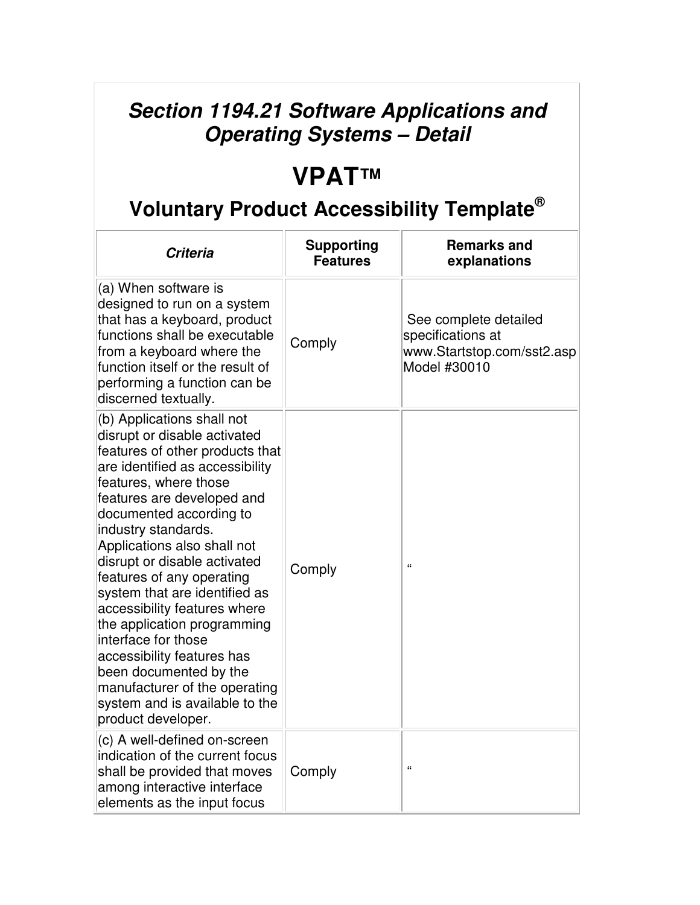## *Section 1194.21 Software Applications and Operating Systems – Detail*

# VPAT™

## Voluntary Product Accessibility Template®

| *Criteria* | Supporting Features | Remarks and explanations |
|---|---|---|
| (a) When software is designed to run on a system that has a keyboard, product functions shall be executable from a keyboard where the function itself or the result of performing a function can be discerned textually. | Comply | See complete detailed specifications at www.Startstop.com/sst2.asp Model #30010 |
| (b) Applications shall not disrupt or disable activated features of other products that are identified as accessibility features, where those features are developed and documented according to industry standards. Applications also shall not disrupt or disable activated features of any operating system that are identified as accessibility features where the application programming interface for those accessibility features has been documented by the manufacturer of the operating system and is available to the product developer. | Comply | “ |
| (c) A well-defined on-screen indication of the current focus shall be provided that moves among interactive interface elements as the input focus | Comply | “ |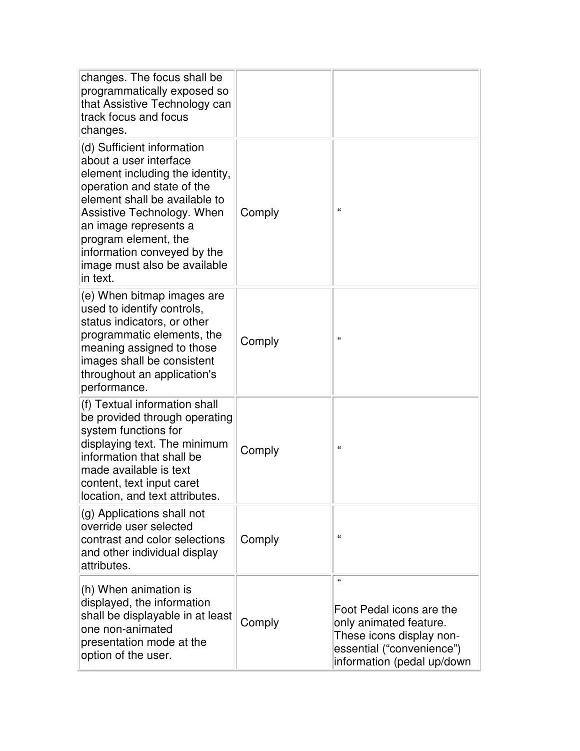| | | |
|---|---|---|
| changes. The focus shall be programmatically exposed so that Assistive Technology can track focus and focus changes. | | |
| (d) Sufficient information about a user interface element including the identity, operation and state of the element shall be available to Assistive Technology. When an image represents a program element, the information conveyed by the image must also be available in text. | Comply | “ |
| (e) When bitmap images are used to identify controls, status indicators, or other programmatic elements, the meaning assigned to those images shall be consistent throughout an application's performance. | Comply | “ |
| (f) Textual information shall be provided through operating system functions for displaying text. The minimum information that shall be made available is text content, text input caret location, and text attributes. | Comply | “ |
| (g) Applications shall not override user selected contrast and color selections and other individual display attributes. | Comply | “ |
| (h) When animation is displayed, the information shall be displayable in at least one non-animated presentation mode at the option of the user. | Comply | “<br><br>Foot Pedal icons are the only animated feature. These icons display non-essential (“convenience”) information (pedal up/down |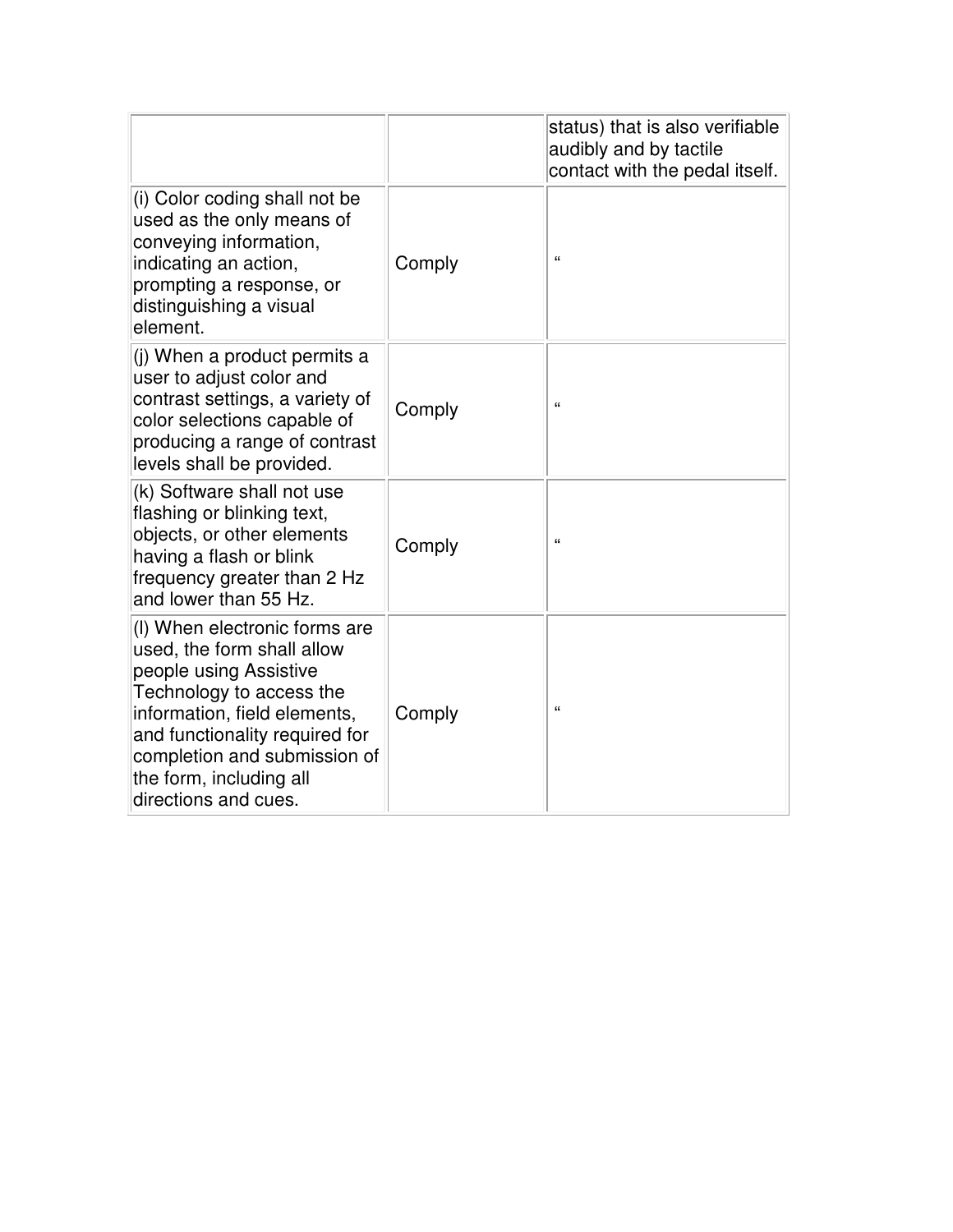| | | |
|---|---|---|
| | | status) that is also verifiable audibly and by tactile contact with the pedal itself. |
| (i) Color coding shall not be used as the only means of conveying information, indicating an action, prompting a response, or distinguishing a visual element. | Comply | “ |
| (j) When a product permits a user to adjust color and contrast settings, a variety of color selections capable of producing a range of contrast levels shall be provided. | Comply | “ |
| (k) Software shall not use flashing or blinking text, objects, or other elements having a flash or blink frequency greater than 2 Hz and lower than 55 Hz. | Comply | “ |
| (l) When electronic forms are used, the form shall allow people using Assistive Technology to access the information, field elements, and functionality required for completion and submission of the form, including all directions and cues. | Comply | “ |